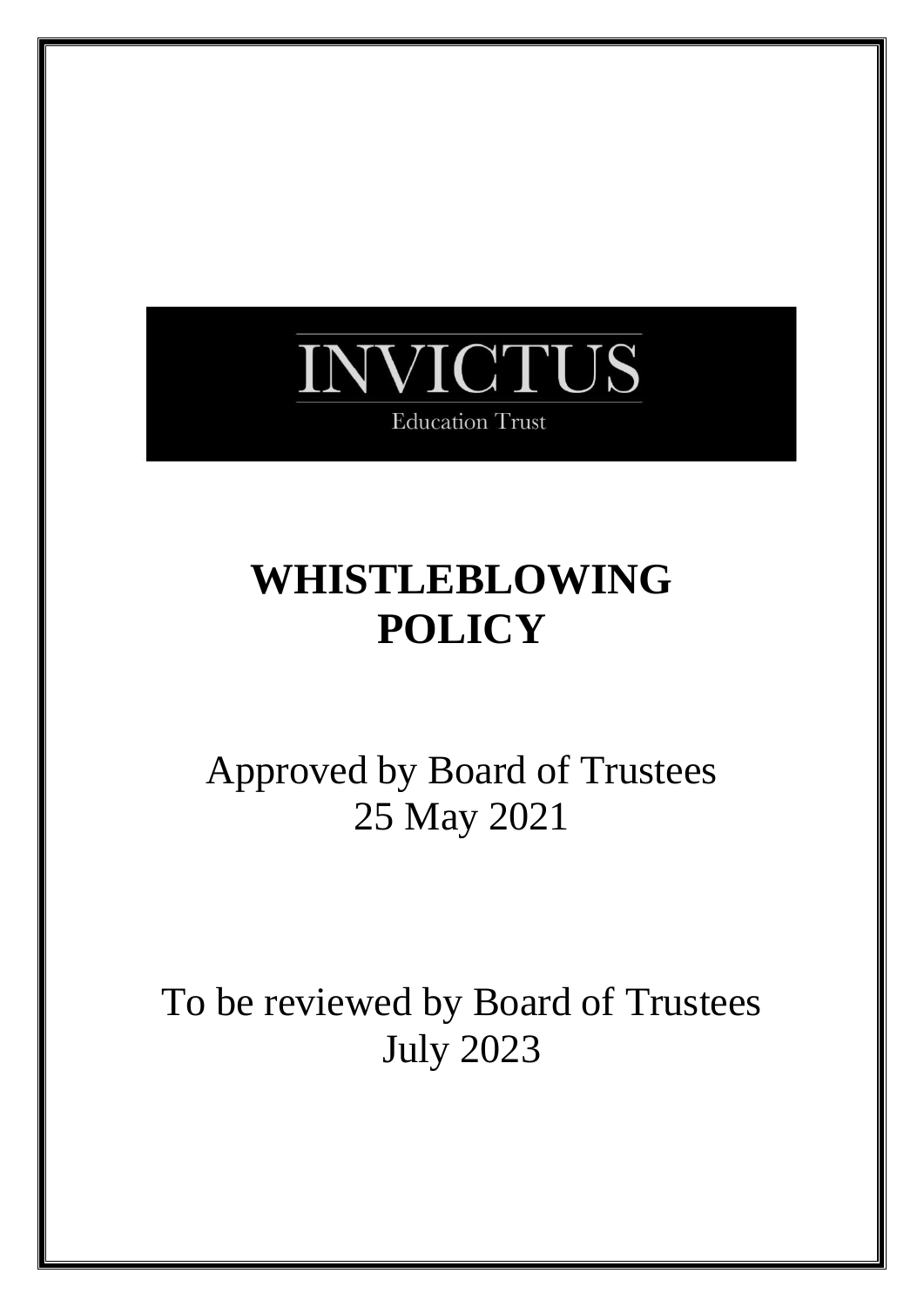INVICTUS

Education Trust

# WHISTLEBLOWING POLICY

Approved by Board of Trustees
25 May 2021

To be reviewed by Board of Trustees
July 2023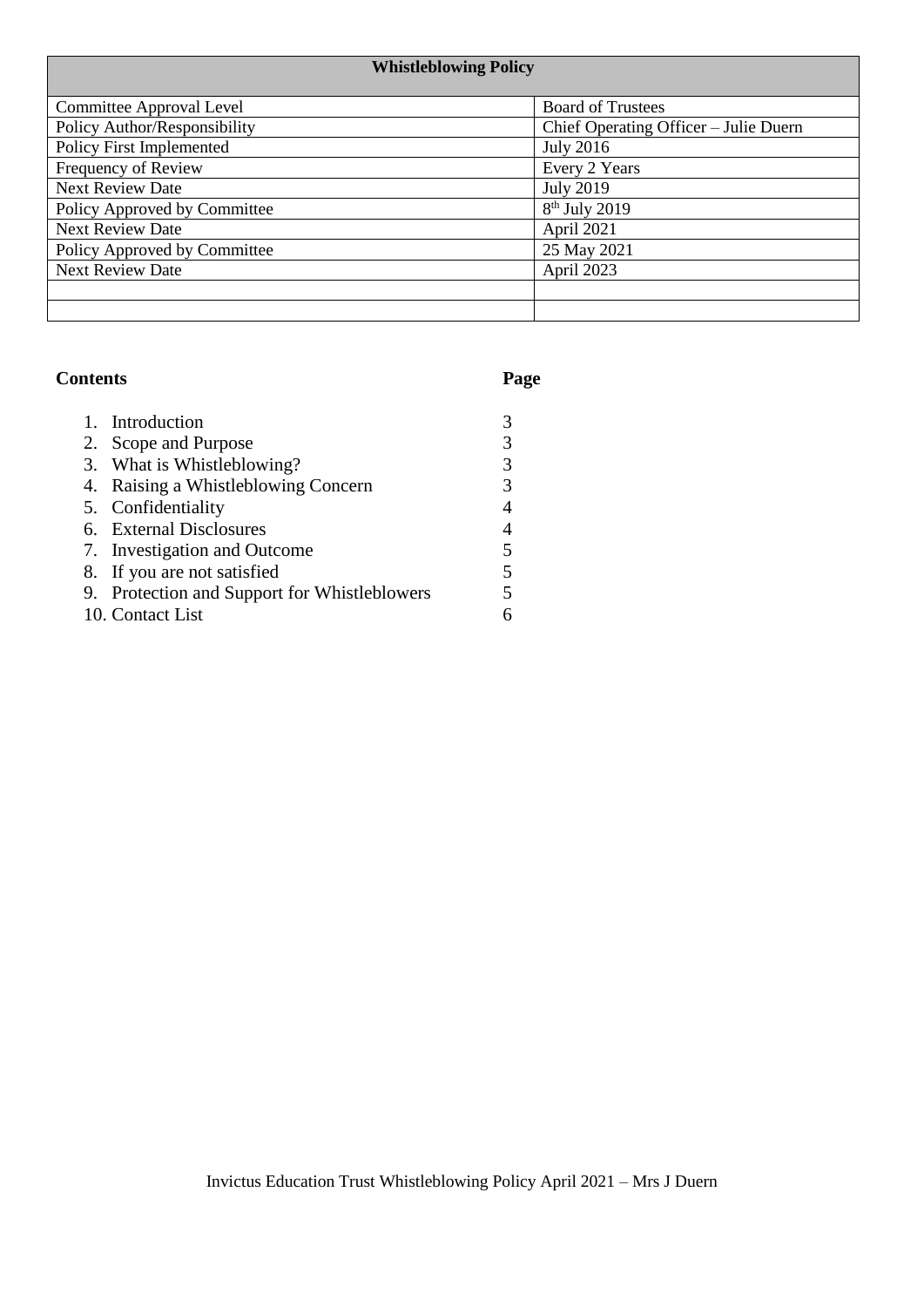| Whistleblowing Policy | |
|---|---|
| Committee Approval Level | Board of Trustees |
| Policy Author/Responsibility | Chief Operating Officer – Julie Duern |
| Policy First Implemented | July 2016 |
| Frequency of Review | Every 2 Years |
| Next Review Date | July 2019 |
| Policy Approved by Committee | 8th July 2019 |
| Next Review Date | April 2021 |
| Policy Approved by Committee | 25 May 2021 |
| Next Review Date | April 2023 |
| | |
| | |

**Contents** **Page**

| | |
|---|---|
| 1. Introduction | 3 |
| 2. Scope and Purpose | 3 |
| 3. What is Whistleblowing? | 3 |
| 4. Raising a Whistleblowing Concern | 3 |
| 5. Confidentiality | 4 |
| 6. External Disclosures | 4 |
| 7. Investigation and Outcome | 5 |
| 8. If you are not satisfied | 5 |
| 9. Protection and Support for Whistleblowers | 5 |
| 10. Contact List | 6 |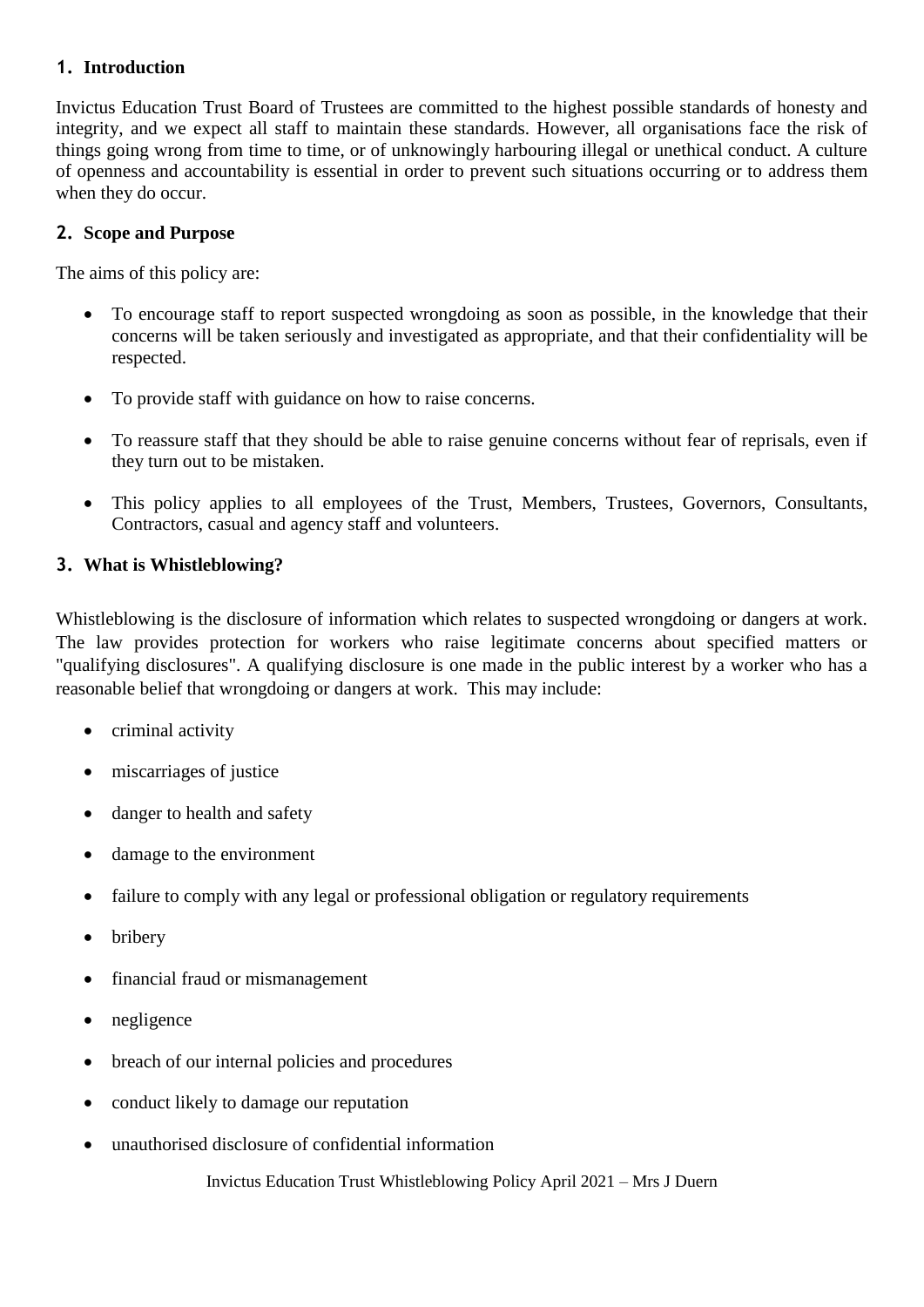## 1. Introduction

Invictus Education Trust Board of Trustees are committed to the highest possible standards of honesty and integrity, and we expect all staff to maintain these standards. However, all organisations face the risk of things going wrong from time to time, or of unknowingly harbouring illegal or unethical conduct. A culture of openness and accountability is essential in order to prevent such situations occurring or to address them when they do occur.

## 2. Scope and Purpose

The aims of this policy are:

- To encourage staff to report suspected wrongdoing as soon as possible, in the knowledge that their concerns will be taken seriously and investigated as appropriate, and that their confidentiality will be respected.
- To provide staff with guidance on how to raise concerns.
- To reassure staff that they should be able to raise genuine concerns without fear of reprisals, even if they turn out to be mistaken.
- This policy applies to all employees of the Trust, Members, Trustees, Governors, Consultants, Contractors, casual and agency staff and volunteers.

## 3. What is Whistleblowing?

Whistleblowing is the disclosure of information which relates to suspected wrongdoing or dangers at work. The law provides protection for workers who raise legitimate concerns about specified matters or "qualifying disclosures". A qualifying disclosure is one made in the public interest by a worker who has a reasonable belief that wrongdoing or dangers at work. This may include:

- criminal activity
- miscarriages of justice
- danger to health and safety
- damage to the environment
- failure to comply with any legal or professional obligation or regulatory requirements
- bribery
- financial fraud or mismanagement
- negligence
- breach of our internal policies and procedures
- conduct likely to damage our reputation
- unauthorised disclosure of confidential information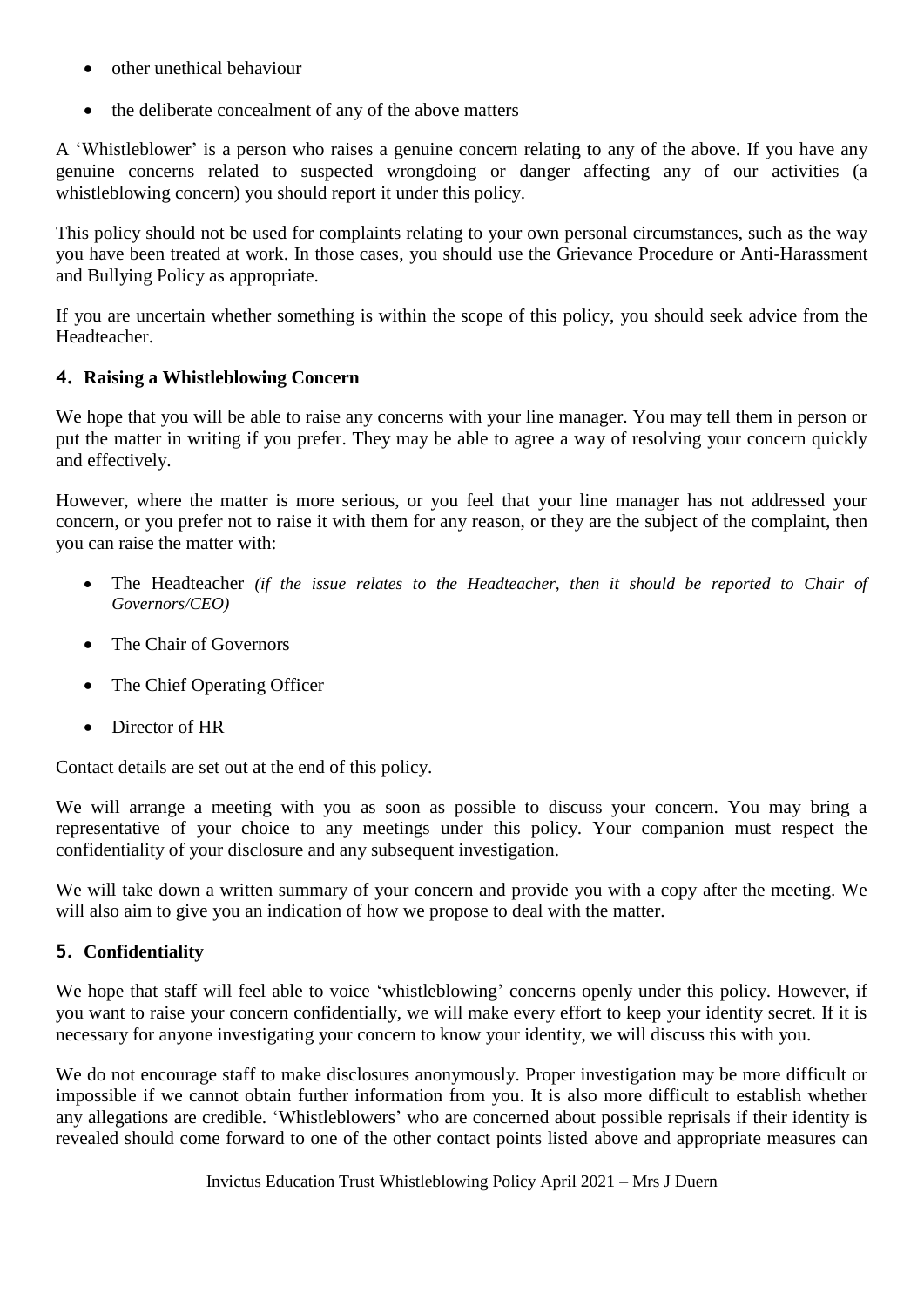- other unethical behaviour
- the deliberate concealment of any of the above matters

A 'Whistleblower' is a person who raises a genuine concern relating to any of the above. If you have any genuine concerns related to suspected wrongdoing or danger affecting any of our activities (a whistleblowing concern) you should report it under this policy.

This policy should not be used for complaints relating to your own personal circumstances, such as the way you have been treated at work. In those cases, you should use the Grievance Procedure or Anti-Harassment and Bullying Policy as appropriate.

If you are uncertain whether something is within the scope of this policy, you should seek advice from the Headteacher.

## 4. Raising a Whistleblowing Concern

We hope that you will be able to raise any concerns with your line manager. You may tell them in person or put the matter in writing if you prefer. They may be able to agree a way of resolving your concern quickly and effectively.

However, where the matter is more serious, or you feel that your line manager has not addressed your concern, or you prefer not to raise it with them for any reason, or they are the subject of the complaint, then you can raise the matter with:

- The Headteacher *(if the issue relates to the Headteacher, then it should be reported to Chair of Governors/CEO)*
- The Chair of Governors
- The Chief Operating Officer
- Director of HR

Contact details are set out at the end of this policy.

We will arrange a meeting with you as soon as possible to discuss your concern. You may bring a representative of your choice to any meetings under this policy. Your companion must respect the confidentiality of your disclosure and any subsequent investigation.

We will take down a written summary of your concern and provide you with a copy after the meeting. We will also aim to give you an indication of how we propose to deal with the matter.

## 5. Confidentiality

We hope that staff will feel able to voice 'whistleblowing' concerns openly under this policy. However, if you want to raise your concern confidentially, we will make every effort to keep your identity secret. If it is necessary for anyone investigating your concern to know your identity, we will discuss this with you.

We do not encourage staff to make disclosures anonymously. Proper investigation may be more difficult or impossible if we cannot obtain further information from you. It is also more difficult to establish whether any allegations are credible. 'Whistleblowers' who are concerned about possible reprisals if their identity is revealed should come forward to one of the other contact points listed above and appropriate measures can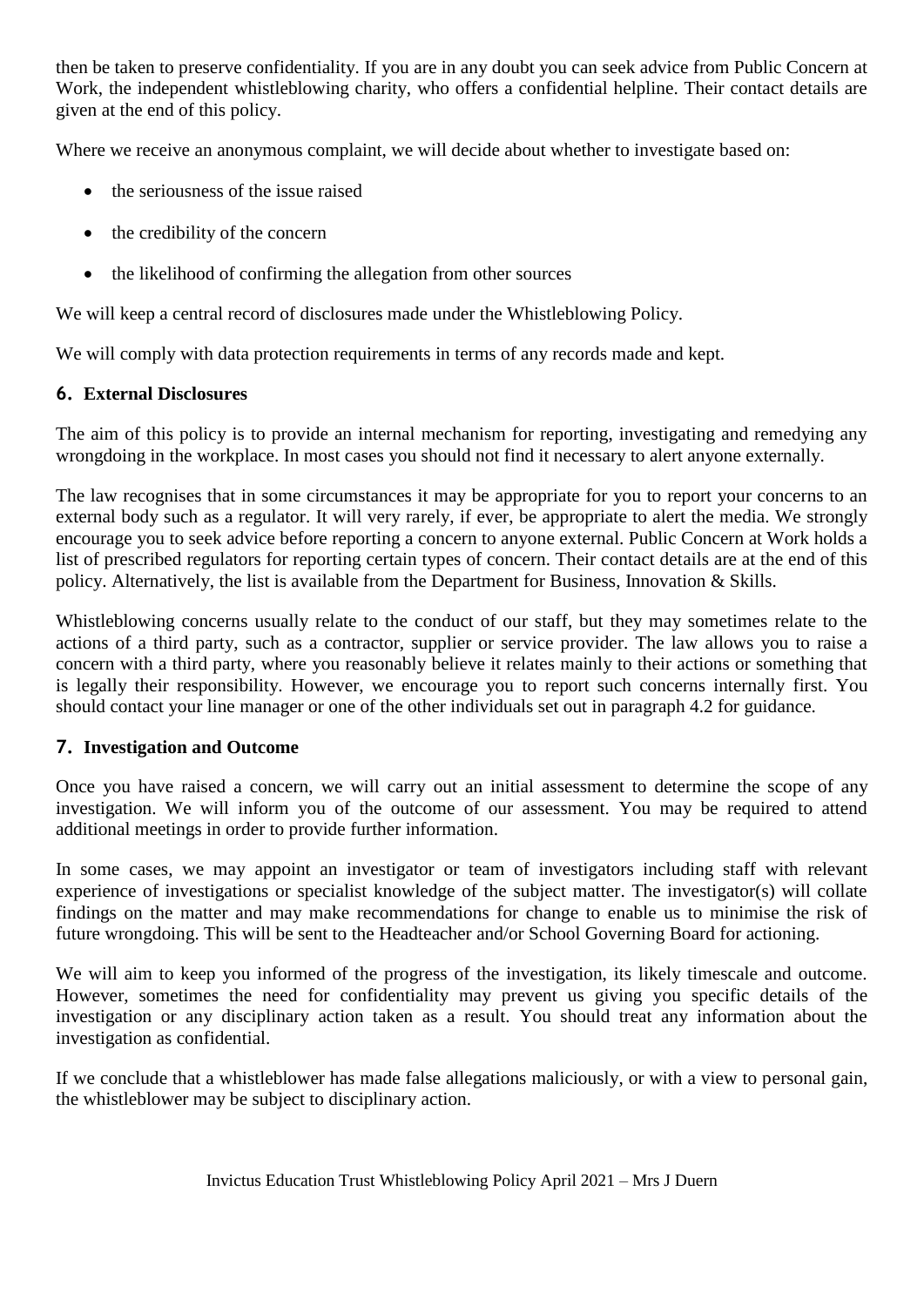then be taken to preserve confidentiality. If you are in any doubt you can seek advice from Public Concern at Work, the independent whistleblowing charity, who offers a confidential helpline. Their contact details are given at the end of this policy.

Where we receive an anonymous complaint, we will decide about whether to investigate based on:

- the seriousness of the issue raised
- the credibility of the concern
- the likelihood of confirming the allegation from other sources

We will keep a central record of disclosures made under the Whistleblowing Policy.

We will comply with data protection requirements in terms of any records made and kept.

## 6. External Disclosures

The aim of this policy is to provide an internal mechanism for reporting, investigating and remedying any wrongdoing in the workplace. In most cases you should not find it necessary to alert anyone externally.

The law recognises that in some circumstances it may be appropriate for you to report your concerns to an external body such as a regulator. It will very rarely, if ever, be appropriate to alert the media. We strongly encourage you to seek advice before reporting a concern to anyone external. Public Concern at Work holds a list of prescribed regulators for reporting certain types of concern. Their contact details are at the end of this policy. Alternatively, the list is available from the Department for Business, Innovation & Skills.

Whistleblowing concerns usually relate to the conduct of our staff, but they may sometimes relate to the actions of a third party, such as a contractor, supplier or service provider. The law allows you to raise a concern with a third party, where you reasonably believe it relates mainly to their actions or something that is legally their responsibility. However, we encourage you to report such concerns internally first. You should contact your line manager or one of the other individuals set out in paragraph 4.2 for guidance.

## 7. Investigation and Outcome

Once you have raised a concern, we will carry out an initial assessment to determine the scope of any investigation. We will inform you of the outcome of our assessment. You may be required to attend additional meetings in order to provide further information.

In some cases, we may appoint an investigator or team of investigators including staff with relevant experience of investigations or specialist knowledge of the subject matter. The investigator(s) will collate findings on the matter and may make recommendations for change to enable us to minimise the risk of future wrongdoing. This will be sent to the Headteacher and/or School Governing Board for actioning.

We will aim to keep you informed of the progress of the investigation, its likely timescale and outcome. However, sometimes the need for confidentiality may prevent us giving you specific details of the investigation or any disciplinary action taken as a result. You should treat any information about the investigation as confidential.

If we conclude that a whistleblower has made false allegations maliciously, or with a view to personal gain, the whistleblower may be subject to disciplinary action.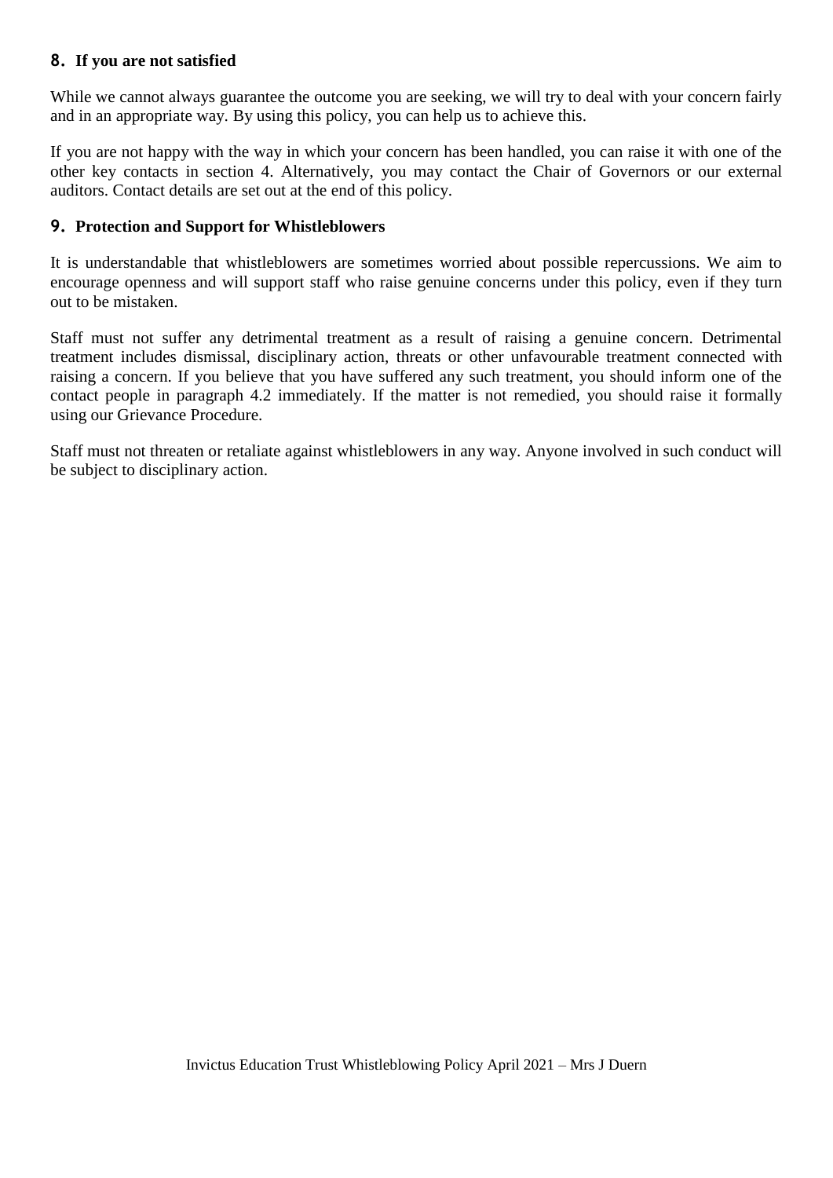## 8. If you are not satisfied

While we cannot always guarantee the outcome you are seeking, we will try to deal with your concern fairly and in an appropriate way. By using this policy, you can help us to achieve this.

If you are not happy with the way in which your concern has been handled, you can raise it with one of the other key contacts in section 4. Alternatively, you may contact the Chair of Governors or our external auditors. Contact details are set out at the end of this policy.

## 9. Protection and Support for Whistleblowers

It is understandable that whistleblowers are sometimes worried about possible repercussions. We aim to encourage openness and will support staff who raise genuine concerns under this policy, even if they turn out to be mistaken.

Staff must not suffer any detrimental treatment as a result of raising a genuine concern. Detrimental treatment includes dismissal, disciplinary action, threats or other unfavourable treatment connected with raising a concern. If you believe that you have suffered any such treatment, you should inform one of the contact people in paragraph 4.2 immediately. If the matter is not remedied, you should raise it formally using our Grievance Procedure.

Staff must not threaten or retaliate against whistleblowers in any way. Anyone involved in such conduct will be subject to disciplinary action.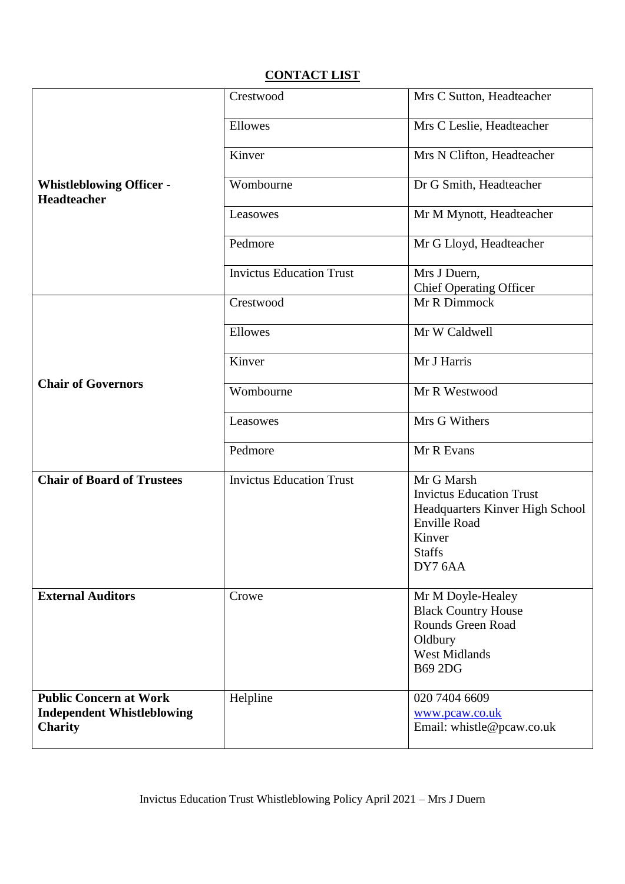## CONTACT LIST

| | | |
|---|---|---|
| **Whistleblowing Officer - Headteacher** | Crestwood | Mrs C Sutton, Headteacher |
| | Ellowes | Mrs C Leslie, Headteacher |
| | Kinver | Mrs N Clifton, Headteacher |
| | Wombourne | Dr G Smith, Headteacher |
| | Leasowes | Mr M Mynott, Headteacher |
| | Pedmore | Mr G Lloyd, Headteacher |
| | Invictus Education Trust | Mrs J Duern, Chief Operating Officer |
| **Chair of Governors** | Crestwood | Mr R Dimmock |
| | Ellowes | Mr W Caldwell |
| | Kinver | Mr J Harris |
| | Wombourne | Mr R Westwood |
| | Leasowes | Mrs G Withers |
| | Pedmore | Mr R Evans |
| **Chair of Board of Trustees** | Invictus Education Trust | Mr G Marsh<br>Invictus Education Trust<br>Headquarters Kinver High School<br>Enville Road<br>Kinver<br>Staffs<br>DY7 6AA |
| **External Auditors** | Crowe | Mr M Doyle-Healey<br>Black Country House<br>Rounds Green Road<br>Oldbury<br>West Midlands<br>B69 2DG |
| **Public Concern at Work Independent Whistleblowing Charity** | Helpline | 020 7404 6609<br>www.pcaw.co.uk<br>Email: whistle@pcaw.co.uk |

Invictus Education Trust Whistleblowing Policy April 2021 – Mrs J Duern